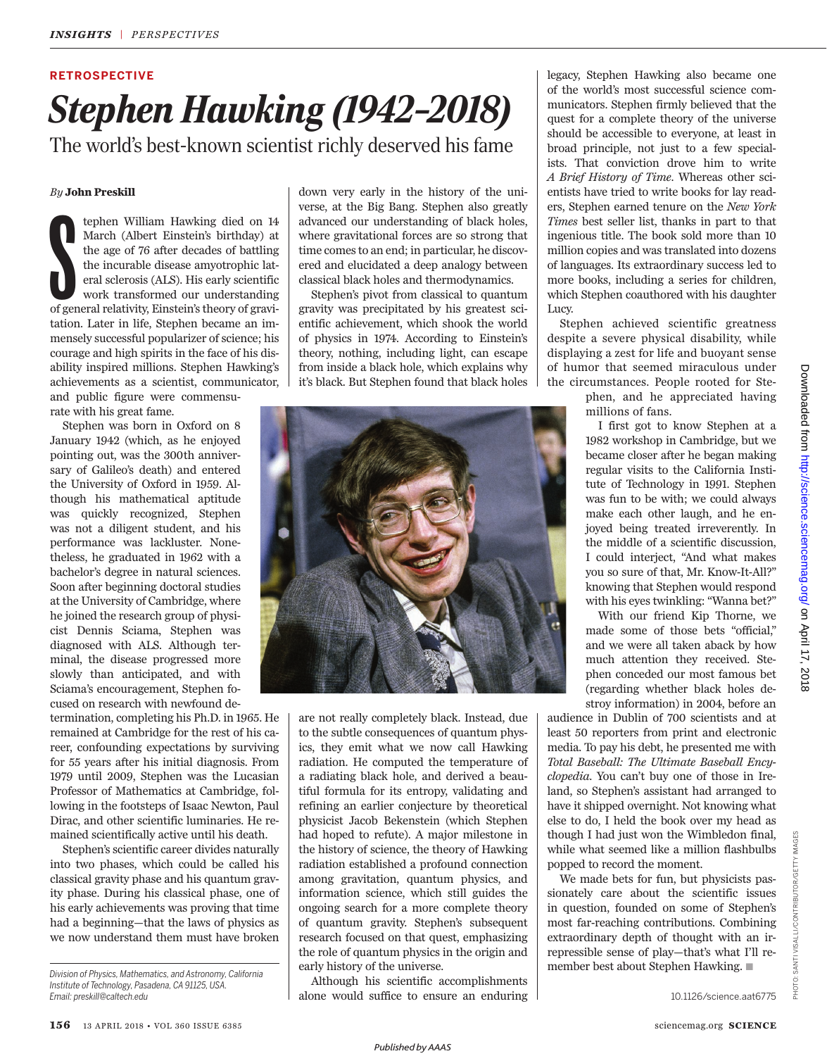RETROSPECTIVE

# *Stephen Hawking (1942–2018)*

## The world's best-known scientist richly deserved his fame

*By* **John Preskill**

Stephen William Hawking died on 14 March (Albert Einstein's birthday) at the age of 76 after decades of battling the incurable disease amyotrophic lateral sclerosis (ALS). His early scientific work transformed our understanding of general relativity, Einstein's theory of gravitation. Later in life, Stephen became an immensely successful popularizer of science; his courage and high spirits in the face of his disability inspired millions. Stephen Hawking's achievements as a scientist, communicator, and public figure were commensurate with his great fame.

Stephen was born in Oxford on 8 January 1942 (which, as he enjoyed pointing out, was the 300th anniversary of Galileo's death) and entered the University of Oxford in 1959. Although his mathematical aptitude was quickly recognized, Stephen was not a diligent student, and his performance was lackluster. Nonetheless, he graduated in 1962 with a bachelor's degree in natural sciences. Soon after beginning doctoral studies at the University of Cambridge, where he joined the research group of physicist Dennis Sciama, Stephen was diagnosed with ALS. Although terminal, the disease progressed more slowly than anticipated, and with Sciama's encouragement, Stephen focused on research with newfound determination, completing his Ph.D. in 1965. He remained at Cambridge for the rest of his career, confounding expectations by surviving for 55 years after his initial diagnosis. From 1979 until 2009, Stephen was the Lucasian Professor of Mathematics at Cambridge, following in the footsteps of Isaac Newton, Paul Dirac, and other scientific luminaries. He remained scientifically active until his death.

Stephen's scientific career divides naturally into two phases, which could be called his classical gravity phase and his quantum gravity phase. During his classical phase, one of his early achievements was proving that time had a beginning—that the laws of physics as we now understand them must have broken down very early in the history of the universe, at the Big Bang. Stephen also greatly advanced our understanding of black holes, where gravitational forces are so strong that time comes to an end; in particular, he discovered and elucidated a deep analogy between classical black holes and thermodynamics.

Stephen's pivot from classical to quantum gravity was precipitated by his greatest scientific achievement, which shook the world of physics in 1974. According to Einstein's theory, nothing, including light, can escape from inside a black hole, which explains why it's black. But Stephen found that black holes are not really completely black. Instead, due to the subtle consequences of quantum physics, they emit what we now call Hawking radiation. He computed the temperature of a radiating black hole, and derived a beautiful formula for its entropy, validating and refining an earlier conjecture by theoretical physicist Jacob Bekenstein (which Stephen had hoped to refute). A major milestone in the history of science, the theory of Hawking radiation established a profound connection among gravitation, quantum physics, and information science, which still guides the ongoing search for a more complete theory of quantum gravity. Stephen's subsequent research focused on that quest, emphasizing the role of quantum physics in the origin and early history of the universe.

Although his scientific accomplishments alone would suffice to ensure an enduring legacy, Stephen Hawking also became one of the world's most successful science communicators. Stephen firmly believed that the quest for a complete theory of the universe should be accessible to everyone, at least in broad principle, not just to a few specialists. That conviction drove him to write *A Brief History of Time*. Whereas other scientists have tried to write books for lay readers, Stephen earned tenure on the *New York Times* best seller list, thanks in part to that ingenious title. The book sold more than 10 million copies and was translated into dozens of languages. Its extraordinary success led to more books, including a series for children, which Stephen coauthored with his daughter Lucy.

Stephen achieved scientific greatness despite a severe physical disability, while displaying a zest for life and buoyant sense of humor that seemed miraculous under the circumstances. People rooted for Stephen, and he appreciated having millions of fans.

I first got to know Stephen at a 1982 workshop in Cambridge, but we became closer after he began making regular visits to the California Institute of Technology in 1991. Stephen was fun to be with; we could always make each other laugh, and he enjoyed being treated irreverently. In the middle of a scientific discussion, I could interject, "And what makes you so sure of that, Mr. Know-It-All?" knowing that Stephen would respond with his eyes twinkling: "Wanna bet?"

With our friend Kip Thorne, we made some of those bets "official," and we were all taken aback by how much attention they received. Stephen conceded our most famous bet (regarding whether black holes destroy information) in 2004, before an audience in Dublin of 700 scientists and at least 50 reporters from print and electronic media. To pay his debt, he presented me with *Total Baseball: The Ultimate Baseball Encyclopedia*. You can't buy one of those in Ireland, so Stephen's assistant had arranged to have it shipped overnight. Not knowing what else to do, I held the book over my head as though I had just won the Wimbledon final, while what seemed like a million flashbulbs popped to record the moment.

We made bets for fun, but physicists passionately care about the scientific issues in question, founded on some of Stephen's most far-reaching contributions. Combining extraordinary depth of thought with an irrepressible sense of play—that's what I'll remember best about Stephen Hawking. ■

PHOTO: SANTI VISALLI/CONTRIBUTOR/GETTY IMAGES

*Division of Physics, Mathematics, and Astronomy, California Institute of Technology, Pasadena, CA 91125, USA. Email: preskill@caltech.edu*

10.1126/science.aat6775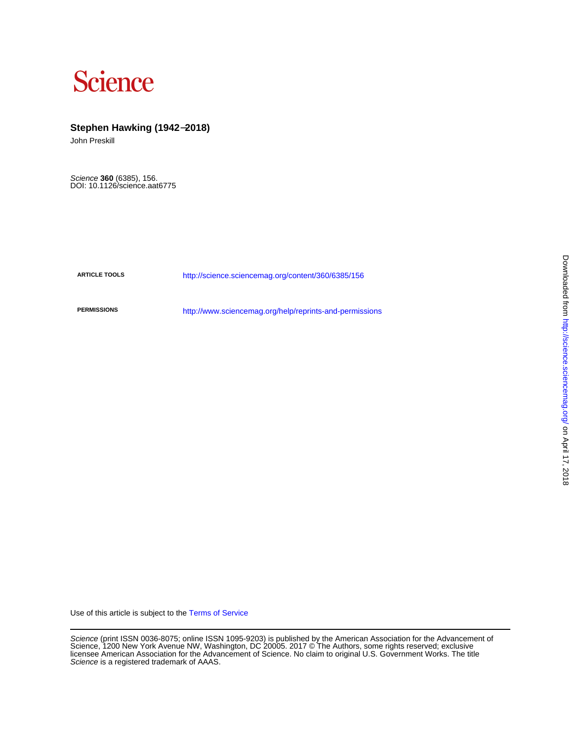# Science

## Stephen Hawking (1942–2018)

John Preskill

*Science* **360** (6385), 156.
DOI: 10.1126/science.aat6775

**ARTICLE TOOLS** http://science.sciencemag.org/content/360/6385/156

**PERMISSIONS** http://www.sciencemag.org/help/reprints-and-permissions

Downloaded from http://science.sciencemag.org/ on April 17, 2018

Use of this article is subject to the Terms of Service

*Science* (print ISSN 0036-8075; online ISSN 1095-9203) is published by the American Association for the Advancement of Science, 1200 New York Avenue NW, Washington, DC 20005. 2017 © The Authors, some rights reserved; exclusive licensee American Association for the Advancement of Science. No claim to original U.S. Government Works. The title *Science* is a registered trademark of AAAS.